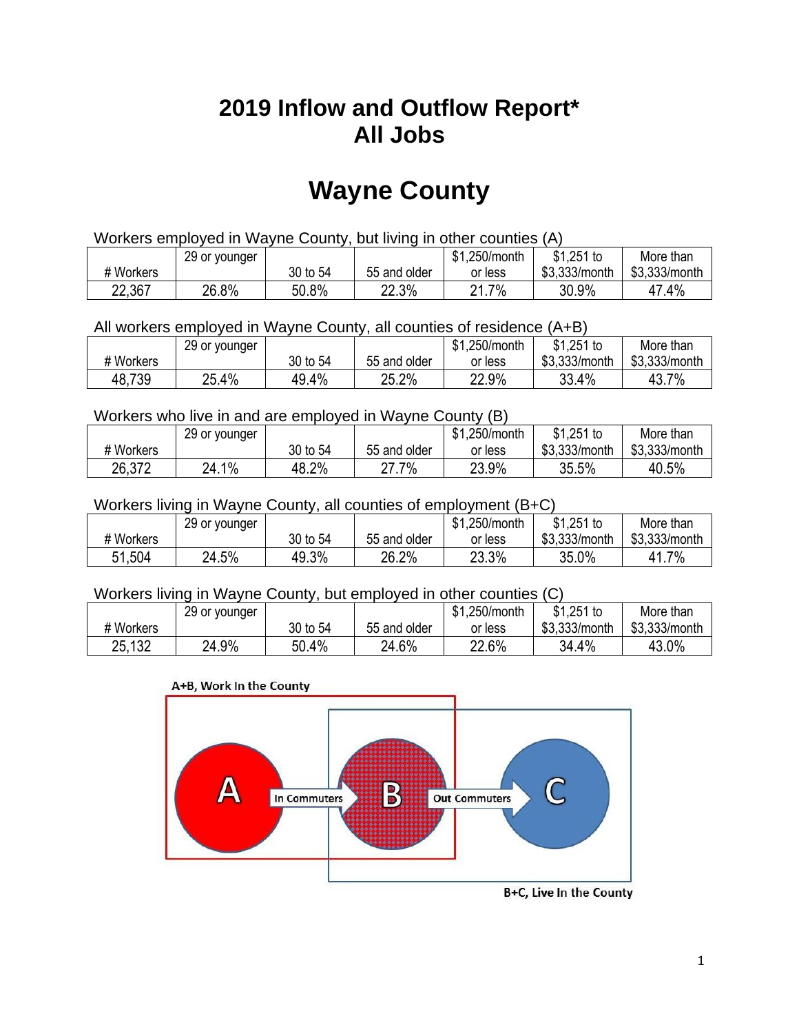# 2019 Inflow and Outflow Report*
# All Jobs

# Wayne County

Workers employed in Wayne County, but living in other counties (A)

| # Workers | 29 or younger | 30 to 54 | 55 and older | $1,250/month or less | $1,251 to $3,333/month | More than $3,333/month |
|---|---|---|---|---|---|---|
| 22,367 | 26.8% | 50.8% | 22.3% | 21.7% | 30.9% | 47.4% |

All workers employed in Wayne County, all counties of residence (A+B)

| # Workers | 29 or younger | 30 to 54 | 55 and older | $1,250/month or less | $1,251 to $3,333/month | More than $3,333/month |
|---|---|---|---|---|---|---|
| 48,739 | 25.4% | 49.4% | 25.2% | 22.9% | 33.4% | 43.7% |

Workers who live in and are employed in Wayne County (B)

| # Workers | 29 or younger | 30 to 54 | 55 and older | $1,250/month or less | $1,251 to $3,333/month | More than $3,333/month |
|---|---|---|---|---|---|---|
| 26,372 | 24.1% | 48.2% | 27.7% | 23.9% | 35.5% | 40.5% |

Workers living in Wayne County, all counties of employment (B+C)

| # Workers | 29 or younger | 30 to 54 | 55 and older | $1,250/month or less | $1,251 to $3,333/month | More than $3,333/month |
|---|---|---|---|---|---|---|
| 51,504 | 24.5% | 49.3% | 26.2% | 23.3% | 35.0% | 41.7% |

Workers living in Wayne County, but employed in other counties (C)

| # Workers | 29 or younger | 30 to 54 | 55 and older | $1,250/month or less | $1,251 to $3,333/month | More than $3,333/month |
|---|---|---|---|---|---|---|
| 25,132 | 24.9% | 50.4% | 24.6% | 22.6% | 34.4% | 43.0% |

A+B, Work In the County

A → In Commuters → B → Out Commuters → C

B+C, Live In the County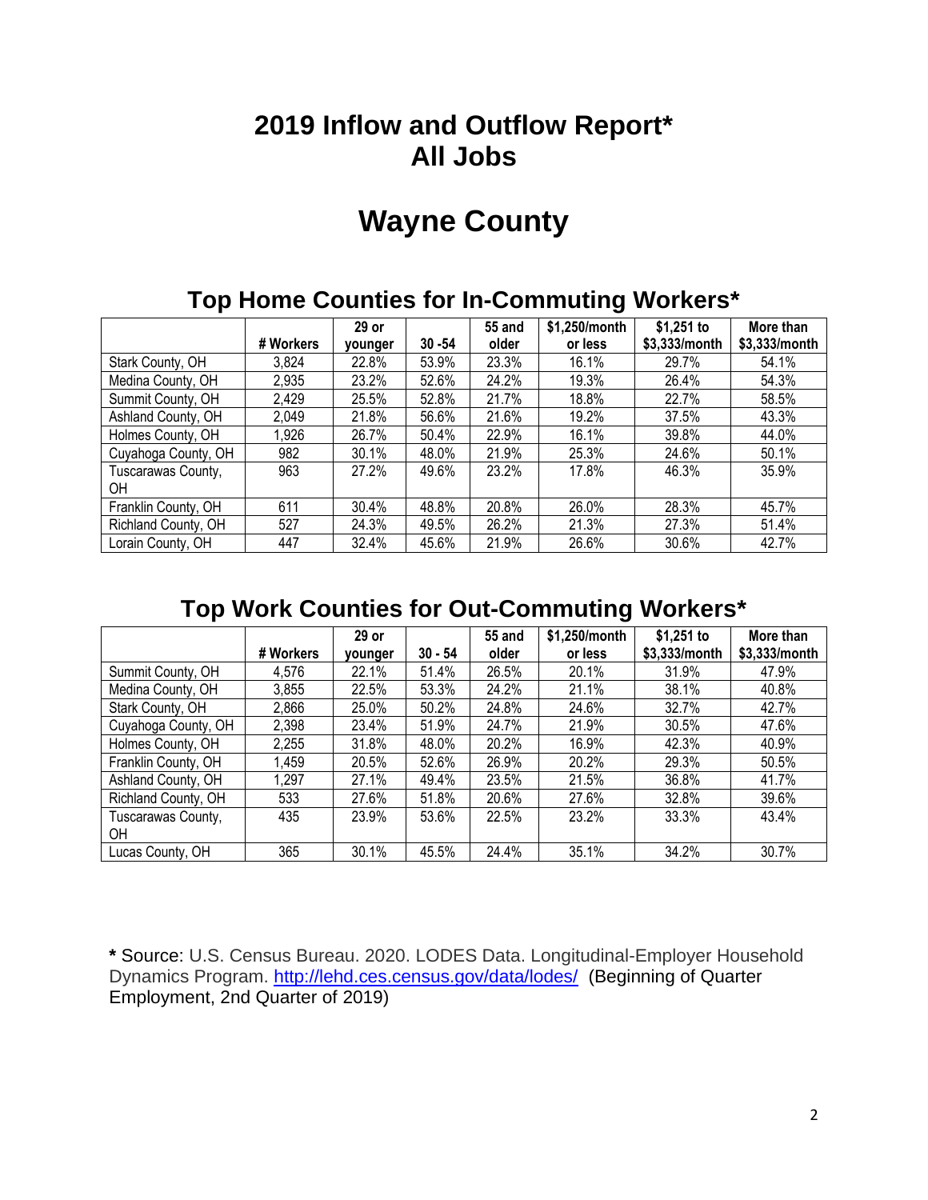# 2019 Inflow and Outflow Report*
# All Jobs

# Wayne County

## Top Home Counties for In-Commuting Workers*

| | # Workers | 29 or younger | 30 -54 | 55 and older | $1,250/month or less | $1,251 to $3,333/month | More than $3,333/month |
|---|---|---|---|---|---|---|---|
| Stark County, OH | 3,824 | 22.8% | 53.9% | 23.3% | 16.1% | 29.7% | 54.1% |
| Medina County, OH | 2,935 | 23.2% | 52.6% | 24.2% | 19.3% | 26.4% | 54.3% |
| Summit County, OH | 2,429 | 25.5% | 52.8% | 21.7% | 18.8% | 22.7% | 58.5% |
| Ashland County, OH | 2,049 | 21.8% | 56.6% | 21.6% | 19.2% | 37.5% | 43.3% |
| Holmes County, OH | 1,926 | 26.7% | 50.4% | 22.9% | 16.1% | 39.8% | 44.0% |
| Cuyahoga County, OH | 982 | 30.1% | 48.0% | 21.9% | 25.3% | 24.6% | 50.1% |
| Tuscarawas County, OH | 963 | 27.2% | 49.6% | 23.2% | 17.8% | 46.3% | 35.9% |
| Franklin County, OH | 611 | 30.4% | 48.8% | 20.8% | 26.0% | 28.3% | 45.7% |
| Richland County, OH | 527 | 24.3% | 49.5% | 26.2% | 21.3% | 27.3% | 51.4% |
| Lorain County, OH | 447 | 32.4% | 45.6% | 21.9% | 26.6% | 30.6% | 42.7% |

## Top Work Counties for Out-Commuting Workers*

| | # Workers | 29 or younger | 30 - 54 | 55 and older | $1,250/month or less | $1,251 to $3,333/month | More than $3,333/month |
|---|---|---|---|---|---|---|---|
| Summit County, OH | 4,576 | 22.1% | 51.4% | 26.5% | 20.1% | 31.9% | 47.9% |
| Medina County, OH | 3,855 | 22.5% | 53.3% | 24.2% | 21.1% | 38.1% | 40.8% |
| Stark County, OH | 2,866 | 25.0% | 50.2% | 24.8% | 24.6% | 32.7% | 42.7% |
| Cuyahoga County, OH | 2,398 | 23.4% | 51.9% | 24.7% | 21.9% | 30.5% | 47.6% |
| Holmes County, OH | 2,255 | 31.8% | 48.0% | 20.2% | 16.9% | 42.3% | 40.9% |
| Franklin County, OH | 1,459 | 20.5% | 52.6% | 26.9% | 20.2% | 29.3% | 50.5% |
| Ashland County, OH | 1,297 | 27.1% | 49.4% | 23.5% | 21.5% | 36.8% | 41.7% |
| Richland County, OH | 533 | 27.6% | 51.8% | 20.6% | 27.6% | 32.8% | 39.6% |
| Tuscarawas County, OH | 435 | 23.9% | 53.6% | 22.5% | 23.2% | 33.3% | 43.4% |
| Lucas County, OH | 365 | 30.1% | 45.5% | 24.4% | 35.1% | 34.2% | 30.7% |

**\*** Source: U.S. Census Bureau. 2020. LODES Data. Longitudinal-Employer Household Dynamics Program. http://lehd.ces.census.gov/data/lodes/ (Beginning of Quarter Employment, 2nd Quarter of 2019)